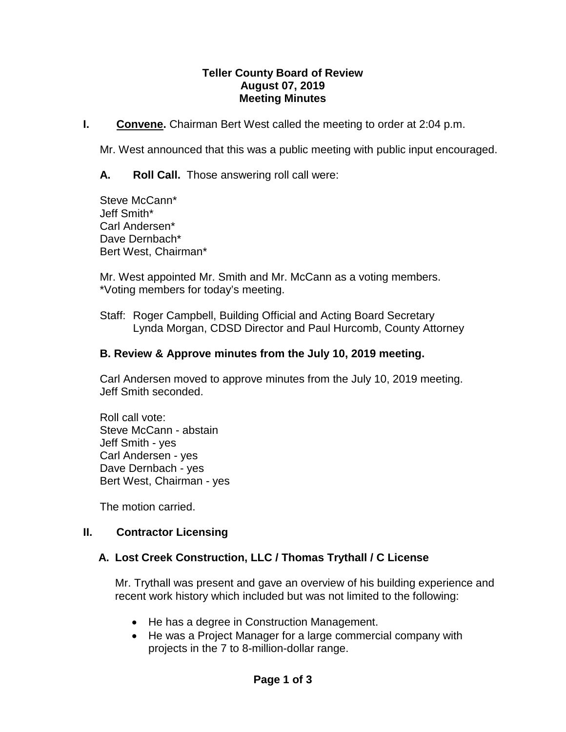**Teller County Board of Review**
**August 07, 2019**
**Meeting Minutes**

## I. Convene.

Chairman Bert West called the meeting to order at 2:04 p.m.

Mr. West announced that this was a public meeting with public input encouraged.

### A. Roll Call.

Those answering roll call were:

Steve McCann*
Jeff Smith*
Carl Andersen*
Dave Dernbach*
Bert West, Chairman*

Mr. West appointed Mr. Smith and Mr. McCann as a voting members.
*Voting members for today's meeting.

Staff: Roger Campbell, Building Official and Acting Board Secretary
Lynda Morgan, CDSD Director and Paul Hurcomb, County Attorney

### B. Review & Approve minutes from the July 10, 2019 meeting.

Carl Andersen moved to approve minutes from the July 10, 2019 meeting.
Jeff Smith seconded.

Roll call vote:
Steve McCann - abstain
Jeff Smith - yes
Carl Andersen - yes
Dave Dernbach - yes
Bert West, Chairman - yes

The motion carried.

## II. Contractor Licensing

### A. Lost Creek Construction, LLC / Thomas Trythall / C License

Mr. Trythall was present and gave an overview of his building experience and recent work history which included but was not limited to the following:

- He has a degree in Construction Management.
- He was a Project Manager for a large commercial company with projects in the 7 to 8-million-dollar range.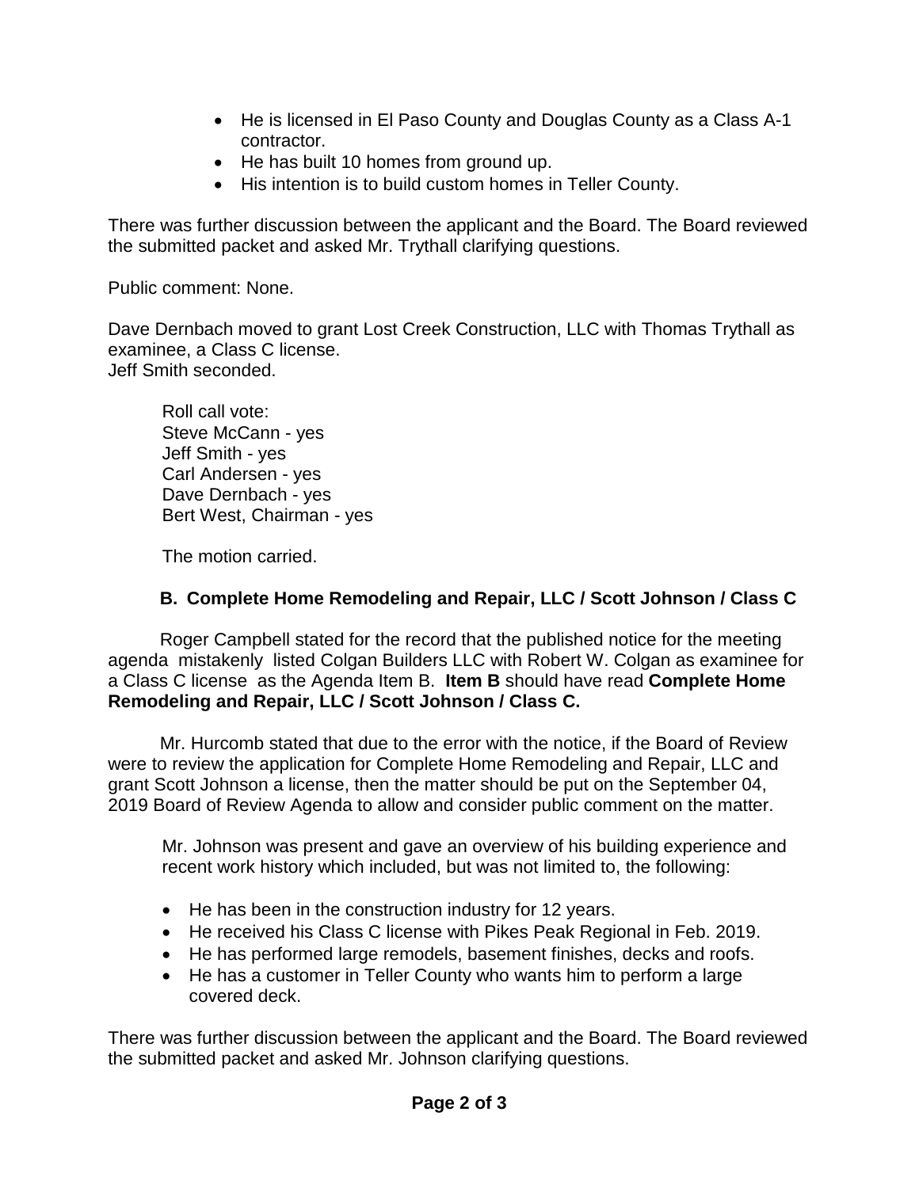- He is licensed in El Paso County and Douglas County as a Class A-1 contractor.
- He has built 10 homes from ground up.
- His intention is to build custom homes in Teller County.

There was further discussion between the applicant and the Board. The Board reviewed the submitted packet and asked Mr. Trythall clarifying questions.

Public comment: None.

Dave Dernbach moved to grant Lost Creek Construction, LLC with Thomas Trythall as examinee, a Class C license.
Jeff Smith seconded.

Roll call vote:
Steve McCann - yes
Jeff Smith - yes
Carl Andersen - yes
Dave Dernbach - yes
Bert West, Chairman - yes

The motion carried.

**B. Complete Home Remodeling and Repair, LLC / Scott Johnson / Class C**

Roger Campbell stated for the record that the published notice for the meeting agenda mistakenly listed Colgan Builders LLC with Robert W. Colgan as examinee for a Class C license as the Agenda Item B. **Item B** should have read **Complete Home Remodeling and Repair, LLC / Scott Johnson / Class C.**

Mr. Hurcomb stated that due to the error with the notice, if the Board of Review were to review the application for Complete Home Remodeling and Repair, LLC and grant Scott Johnson a license, then the matter should be put on the September 04, 2019 Board of Review Agenda to allow and consider public comment on the matter.

Mr. Johnson was present and gave an overview of his building experience and recent work history which included, but was not limited to, the following:

- He has been in the construction industry for 12 years.
- He received his Class C license with Pikes Peak Regional in Feb. 2019.
- He has performed large remodels, basement finishes, decks and roofs.
- He has a customer in Teller County who wants him to perform a large covered deck.

There was further discussion between the applicant and the Board. The Board reviewed the submitted packet and asked Mr. Johnson clarifying questions.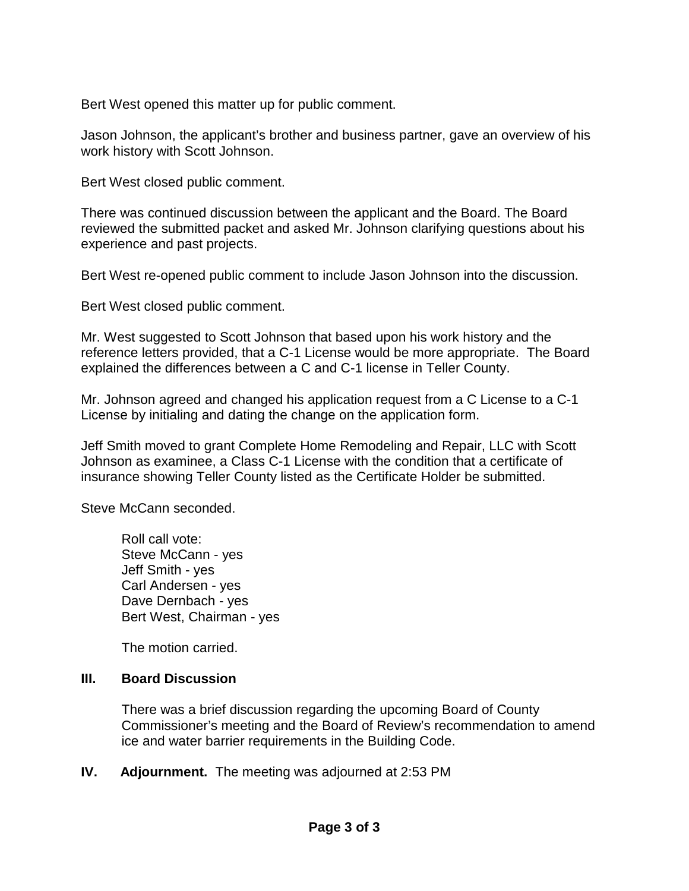Bert West opened this matter up for public comment.

Jason Johnson, the applicant's brother and business partner, gave an overview of his work history with Scott Johnson.

Bert West closed public comment.

There was continued discussion between the applicant and the Board. The Board reviewed the submitted packet and asked Mr. Johnson clarifying questions about his experience and past projects.

Bert West re-opened public comment to include Jason Johnson into the discussion.

Bert West closed public comment.

Mr. West suggested to Scott Johnson that based upon his work history and the reference letters provided, that a C-1 License would be more appropriate. The Board explained the differences between a C and C-1 license in Teller County.

Mr. Johnson agreed and changed his application request from a C License to a C-1 License by initialing and dating the change on the application form.

Jeff Smith moved to grant Complete Home Remodeling and Repair, LLC with Scott Johnson as examinee, a Class C-1 License with the condition that a certificate of insurance showing Teller County listed as the Certificate Holder be submitted.

Steve McCann seconded.

> Roll call vote:
> Steve McCann - yes
> Jeff Smith - yes
> Carl Andersen - yes
> Dave Dernbach - yes
> Bert West, Chairman - yes
>
> The motion carried.

## III. Board Discussion

There was a brief discussion regarding the upcoming Board of County Commissioner's meeting and the Board of Review's recommendation to amend ice and water barrier requirements in the Building Code.

**IV. Adjournment.** The meeting was adjourned at 2:53 PM